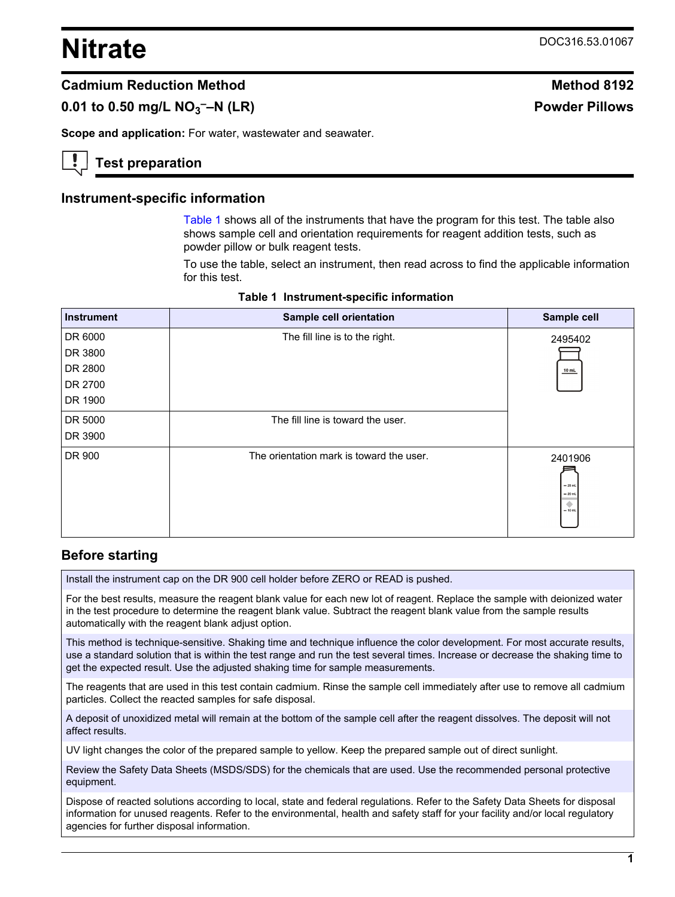# Nitrate

DOC316.53.01067

## Cadmium Reduction Method — Method 8192

## 0.01 to 0.50 mg/L $NO_3^-$–N (LR) — Powder Pillows

**Scope and application:** For water, wastewater and seawater.

## Test preparation

### Instrument-specific information

Table 1 shows all of the instruments that have the program for this test. The table also shows sample cell and orientation requirements for reagent addition tests, such as powder pillow or bulk reagent tests.

To use the table, select an instrument, then read across to find the applicable information for this test.

**Table 1 Instrument-specific information**

| Instrument | Sample cell orientation | Sample cell |
|---|---|---|
| DR 6000<br>DR 3800<br>DR 2800<br>DR 2700<br>DR 1900 | The fill line is to the right. | 2495402 |
| DR 5000<br>DR 3900 | The fill line is toward the user. | 2495402 |
| DR 900 | The orientation mark is toward the user. | 2401906 |

### Before starting

Install the instrument cap on the DR 900 cell holder before ZERO or READ is pushed.

For the best results, measure the reagent blank value for each new lot of reagent. Replace the sample with deionized water in the test procedure to determine the reagent blank value. Subtract the reagent blank value from the sample results automatically with the reagent blank adjust option.

This method is technique-sensitive. Shaking time and technique influence the color development. For most accurate results, use a standard solution that is within the test range and run the test several times. Increase or decrease the shaking time to get the expected result. Use the adjusted shaking time for sample measurements.

The reagents that are used in this test contain cadmium. Rinse the sample cell immediately after use to remove all cadmium particles. Collect the reacted samples for safe disposal.

A deposit of unoxidized metal will remain at the bottom of the sample cell after the reagent dissolves. The deposit will not affect results.

UV light changes the color of the prepared sample to yellow. Keep the prepared sample out of direct sunlight.

Review the Safety Data Sheets (MSDS/SDS) for the chemicals that are used. Use the recommended personal protective equipment.

Dispose of reacted solutions according to local, state and federal regulations. Refer to the Safety Data Sheets for disposal information for unused reagents. Refer to the environmental, health and safety staff for your facility and/or local regulatory agencies for further disposal information.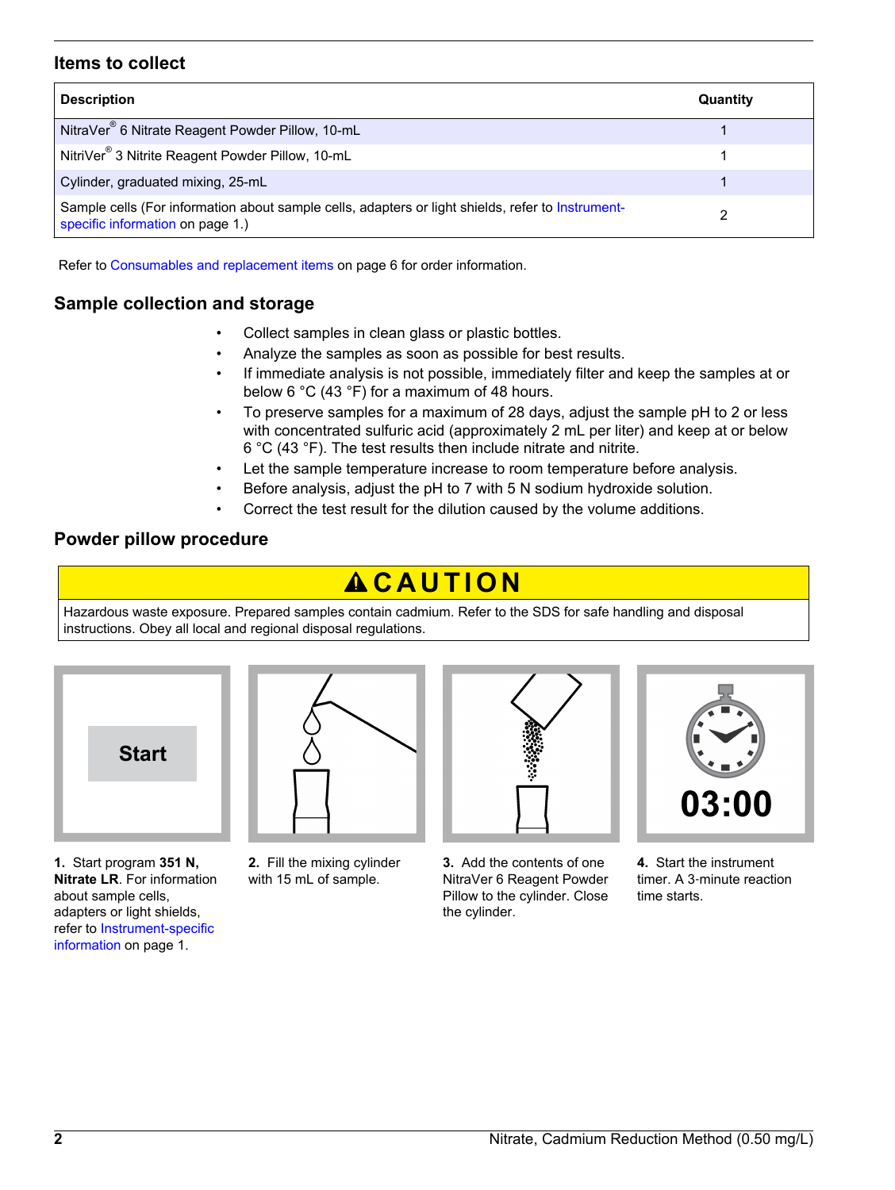## Items to collect

| Description | Quantity |
| --- | --- |
| NitraVer® 6 Nitrate Reagent Powder Pillow, 10-mL | 1 |
| NitriVer® 3 Nitrite Reagent Powder Pillow, 10-mL | 1 |
| Cylinder, graduated mixing, 25-mL | 1 |
| Sample cells (For information about sample cells, adapters or light shields, refer to Instrument-specific information on page 1.) | 2 |

Refer to Consumables and replacement items on page 6 for order information.

## Sample collection and storage

- Collect samples in clean glass or plastic bottles.
- Analyze the samples as soon as possible for best results.
- If immediate analysis is not possible, immediately filter and keep the samples at or below 6 °C (43 °F) for a maximum of 48 hours.
- To preserve samples for a maximum of 28 days, adjust the sample pH to 2 or less with concentrated sulfuric acid (approximately 2 mL per liter) and keep at or below 6 °C (43 °F). The test results then include nitrate and nitrite.
- Let the sample temperature increase to room temperature before analysis.
- Before analysis, adjust the pH to 7 with 5 N sodium hydroxide solution.
- Correct the test result for the dilution caused by the volume additions.

## Powder pillow procedure

**⚠ CAUTION**

Hazardous waste exposure. Prepared samples contain cadmium. Refer to the SDS for safe handling and disposal instructions. Obey all local and regional disposal regulations.

**1.** Start program **351 N, Nitrate LR**. For information about sample cells, adapters or light shields, refer to Instrument-specific information on page 1.

**2.** Fill the mixing cylinder with 15 mL of sample.

**3.** Add the contents of one NitraVer 6 Reagent Powder Pillow to the cylinder. Close the cylinder.

**4.** Start the instrument timer. A 3-minute reaction time starts.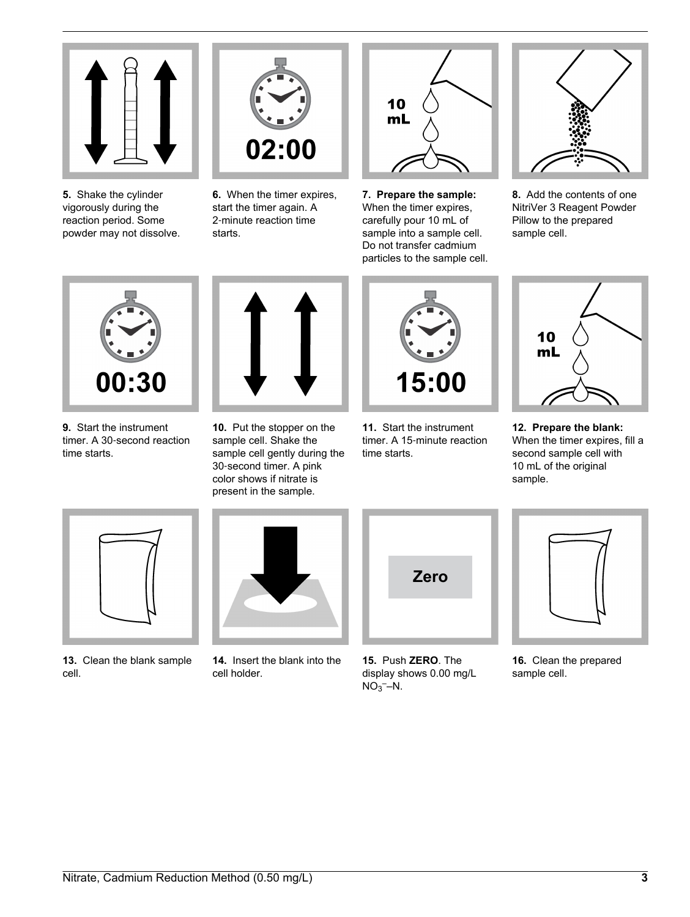**5.** Shake the cylinder vigorously during the reaction period. Some powder may not dissolve.

**6.** When the timer expires, start the timer again. A 2-minute reaction time starts.

**7. Prepare the sample:** When the timer expires, carefully pour 10 mL of sample into a sample cell. Do not transfer cadmium particles to the sample cell.

**8.** Add the contents of one NitriVer 3 Reagent Powder Pillow to the prepared sample cell.

**9.** Start the instrument timer. A 30-second reaction time starts.

**10.** Put the stopper on the sample cell. Shake the sample cell gently during the 30-second timer. A pink color shows if nitrate is present in the sample.

**11.** Start the instrument timer. A 15-minute reaction time starts.

**12. Prepare the blank:** When the timer expires, fill a second sample cell with 10 mL of the original sample.

**13.** Clean the blank sample cell.

**14.** Insert the blank into the cell holder.

**15.** Push **ZERO**. The display shows 0.00 mg/L $NO_3^-$–N.

**16.** Clean the prepared sample cell.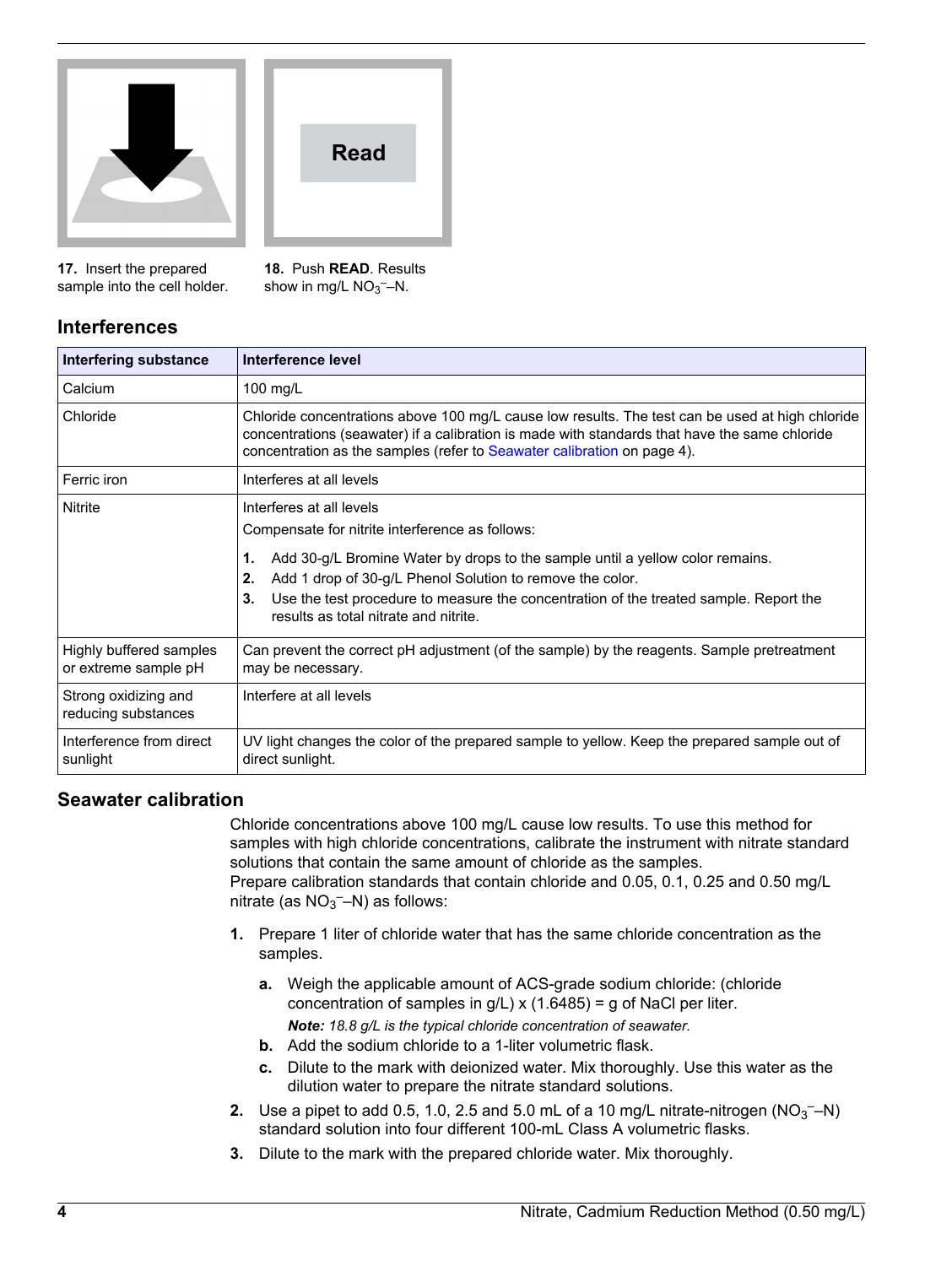17. Insert the prepared sample into the cell holder.

18. Push **READ**. Results show in mg/L $NO_3^-$–N.

## Interferences

| Interfering substance | Interference level |
|---|---|
| Calcium | 100 mg/L |
| Chloride | Chloride concentrations above 100 mg/L cause low results. The test can be used at high chloride concentrations (seawater) if a calibration is made with standards that have the same chloride concentration as the samples (refer to Seawater calibration on page 4). |
| Ferric iron | Interferes at all levels |
| Nitrite | Interferes at all levels<br>Compensate for nitrite interference as follows:<br>1. Add 30-g/L Bromine Water by drops to the sample until a yellow color remains.<br>2. Add 1 drop of 30-g/L Phenol Solution to remove the color.<br>3. Use the test procedure to measure the concentration of the treated sample. Report the results as total nitrate and nitrite. |
| Highly buffered samples or extreme sample pH | Can prevent the correct pH adjustment (of the sample) by the reagents. Sample pretreatment may be necessary. |
| Strong oxidizing and reducing substances | Interfere at all levels |
| Interference from direct sunlight | UV light changes the color of the prepared sample to yellow. Keep the prepared sample out of direct sunlight. |

## Seawater calibration

Chloride concentrations above 100 mg/L cause low results. To use this method for samples with high chloride concentrations, calibrate the instrument with nitrate standard solutions that contain the same amount of chloride as the samples.
Prepare calibration standards that contain chloride and 0.05, 0.1, 0.25 and 0.50 mg/L nitrate (as $NO_3^-$–N) as follows:

1. Prepare 1 liter of chloride water that has the same chloride concentration as the samples.
   a. Weigh the applicable amount of ACS-grade sodium chloride: (chloride concentration of samples in g/L) x (1.6485) = g of NaCl per liter.
      ***Note:** 18.8 g/L is the typical chloride concentration of seawater.*
   b. Add the sodium chloride to a 1-liter volumetric flask.
   c. Dilute to the mark with deionized water. Mix thoroughly. Use this water as the dilution water to prepare the nitrate standard solutions.
2. Use a pipet to add 0.5, 1.0, 2.5 and 5.0 mL of a 10 mg/L nitrate-nitrogen ($NO_3^-$–N) standard solution into four different 100-mL Class A volumetric flasks.
3. Dilute to the mark with the prepared chloride water. Mix thoroughly.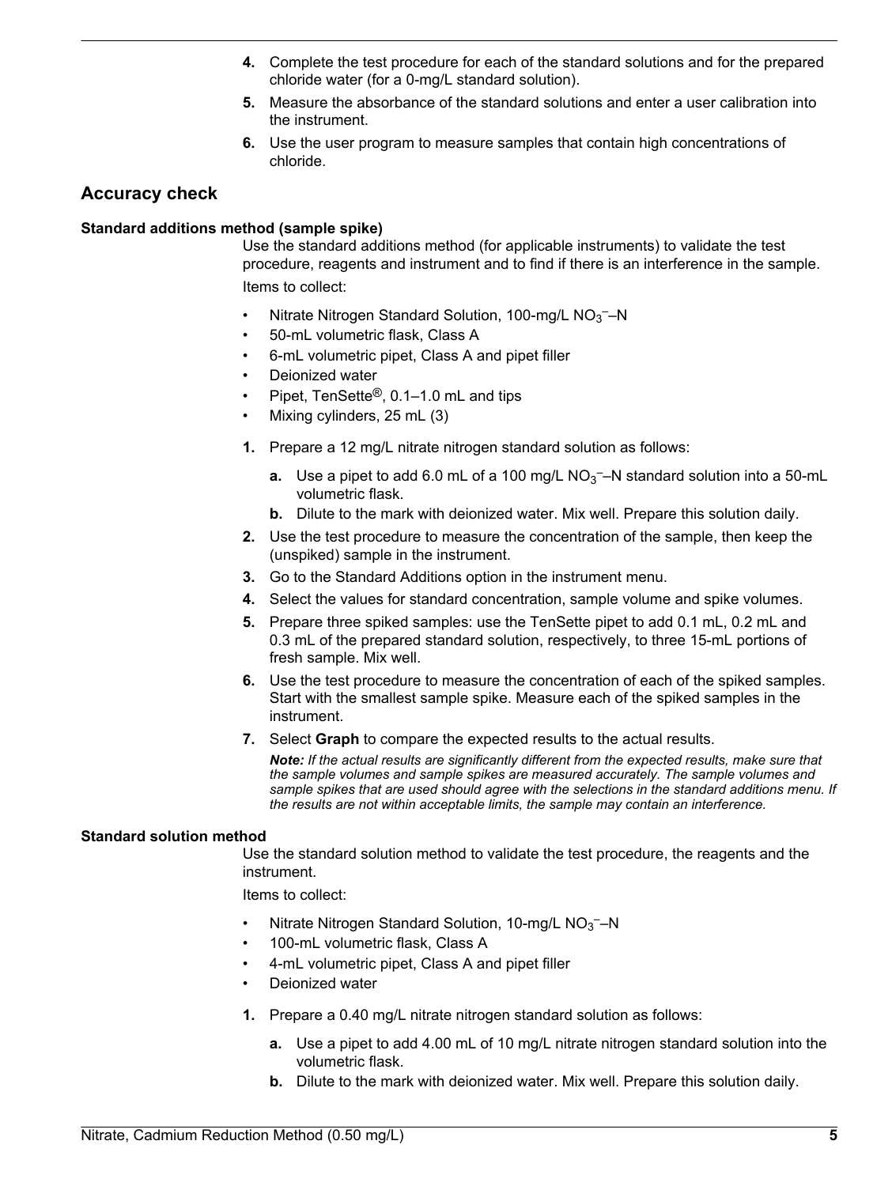4. Complete the test procedure for each of the standard solutions and for the prepared chloride water (for a 0-mg/L standard solution).
5. Measure the absorbance of the standard solutions and enter a user calibration into the instrument.
6. Use the user program to measure samples that contain high concentrations of chloride.

## Accuracy check

### Standard additions method (sample spike)

Use the standard additions method (for applicable instruments) to validate the test procedure, reagents and instrument and to find if there is an interference in the sample.

Items to collect:

- Nitrate Nitrogen Standard Solution, 100-mg/L $NO_3^-$–N
- 50-mL volumetric flask, Class A
- 6-mL volumetric pipet, Class A and pipet filler
- Deionized water
- Pipet, TenSette®, 0.1–1.0 mL and tips
- Mixing cylinders, 25 mL (3)

1. Prepare a 12 mg/L nitrate nitrogen standard solution as follows:
   a. Use a pipet to add 6.0 mL of a 100 mg/L $NO_3^-$–N standard solution into a 50-mL volumetric flask.
   b. Dilute to the mark with deionized water. Mix well. Prepare this solution daily.
2. Use the test procedure to measure the concentration of the sample, then keep the (unspiked) sample in the instrument.
3. Go to the Standard Additions option in the instrument menu.
4. Select the values for standard concentration, sample volume and spike volumes.
5. Prepare three spiked samples: use the TenSette pipet to add 0.1 mL, 0.2 mL and 0.3 mL of the prepared standard solution, respectively, to three 15-mL portions of fresh sample. Mix well.
6. Use the test procedure to measure the concentration of each of the spiked samples. Start with the smallest sample spike. Measure each of the spiked samples in the instrument.
7. Select **Graph** to compare the expected results to the actual results.

   ***Note:*** *If the actual results are significantly different from the expected results, make sure that the sample volumes and sample spikes are measured accurately. The sample volumes and sample spikes that are used should agree with the selections in the standard additions menu. If the results are not within acceptable limits, the sample may contain an interference.*

### Standard solution method

Use the standard solution method to validate the test procedure, the reagents and the instrument.

Items to collect:

- Nitrate Nitrogen Standard Solution, 10-mg/L $NO_3^-$–N
- 100-mL volumetric flask, Class A
- 4-mL volumetric pipet, Class A and pipet filler
- Deionized water

1. Prepare a 0.40 mg/L nitrate nitrogen standard solution as follows:
   a. Use a pipet to add 4.00 mL of 10 mg/L nitrate nitrogen standard solution into the volumetric flask.
   b. Dilute to the mark with deionized water. Mix well. Prepare this solution daily.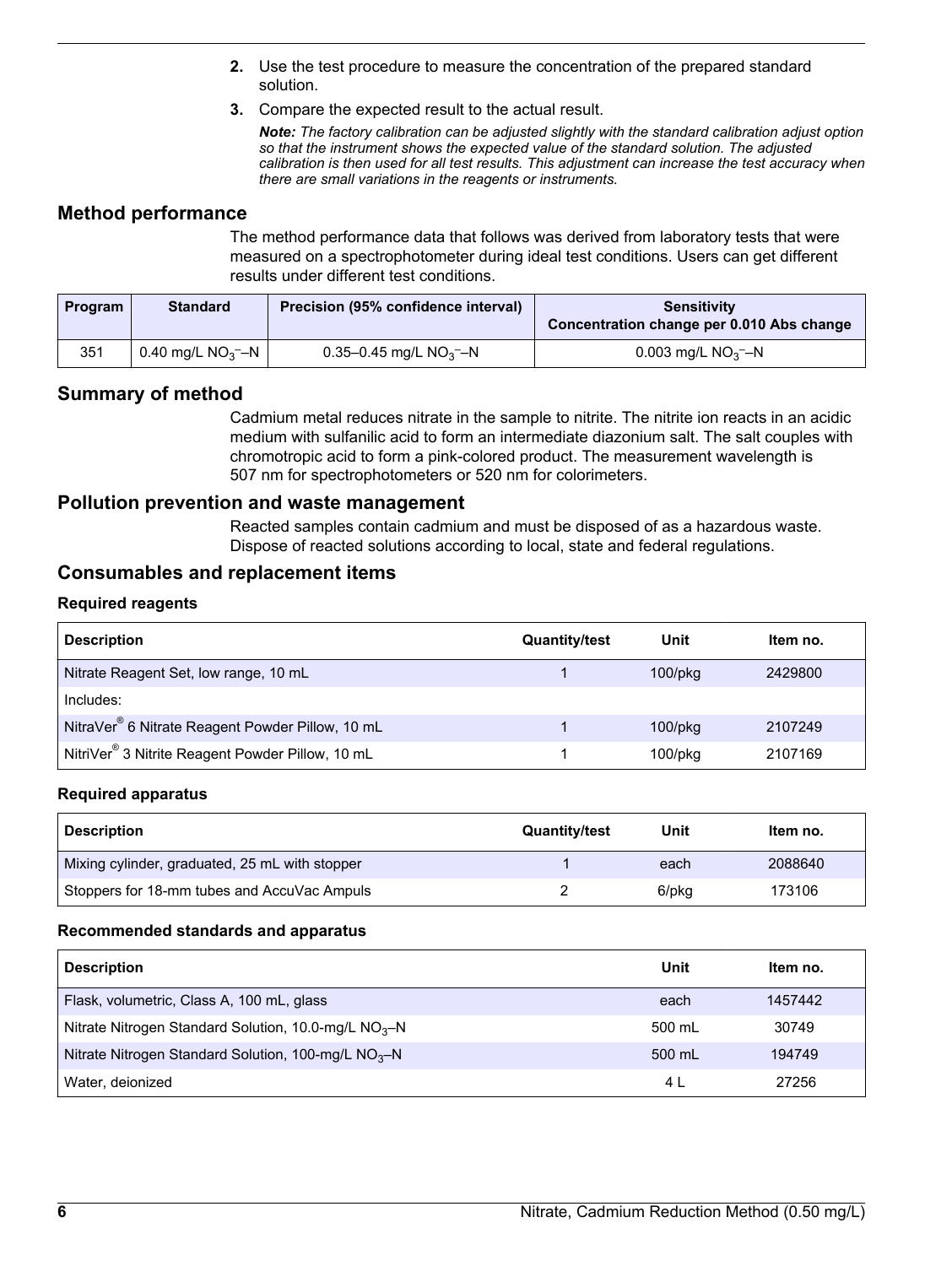2. Use the test procedure to measure the concentration of the prepared standard solution.
3. Compare the expected result to the actual result.

   ***Note:** The factory calibration can be adjusted slightly with the standard calibration adjust option so that the instrument shows the expected value of the standard solution. The adjusted calibration is then used for all test results. This adjustment can increase the test accuracy when there are small variations in the reagents or instruments.*

## Method performance

The method performance data that follows was derived from laboratory tests that were measured on a spectrophotometer during ideal test conditions. Users can get different results under different test conditions.

| Program | Standard | Precision (95% confidence interval) | Sensitivity Concentration change per 0.010 Abs change |
|---|---|---|---|
| 351 | 0.40 mg/L $NO_3^-$–N | 0.35–0.45 mg/L $NO_3^-$–N | 0.003 mg/L $NO_3^-$–N |

## Summary of method

Cadmium metal reduces nitrate in the sample to nitrite. The nitrite ion reacts in an acidic medium with sulfanilic acid to form an intermediate diazonium salt. The salt couples with chromotropic acid to form a pink-colored product. The measurement wavelength is 507 nm for spectrophotometers or 520 nm for colorimeters.

## Pollution prevention and waste management

Reacted samples contain cadmium and must be disposed of as a hazardous waste. Dispose of reacted solutions according to local, state and federal regulations.

## Consumables and replacement items

### Required reagents

| Description | Quantity/test | Unit | Item no. |
|---|---|---|---|
| Nitrate Reagent Set, low range, 10 mL | 1 | 100/pkg | 2429800 |
| Includes: | | | |
| NitraVer® 6 Nitrate Reagent Powder Pillow, 10 mL | 1 | 100/pkg | 2107249 |
| NitriVer® 3 Nitrite Reagent Powder Pillow, 10 mL | 1 | 100/pkg | 2107169 |

### Required apparatus

| Description | Quantity/test | Unit | Item no. |
|---|---|---|---|
| Mixing cylinder, graduated, 25 mL with stopper | 1 | each | 2088640 |
| Stoppers for 18-mm tubes and AccuVac Ampuls | 2 | 6/pkg | 173106 |

### Recommended standards and apparatus

| Description | Unit | Item no. |
|---|---|---|
| Flask, volumetric, Class A, 100 mL, glass | each | 1457442 |
| Nitrate Nitrogen Standard Solution, 10.0-mg/L $NO_3$–N | 500 mL | 30749 |
| Nitrate Nitrogen Standard Solution, 100-mg/L $NO_3$–N | 500 mL | 194749 |
| Water, deionized | 4 L | 27256 |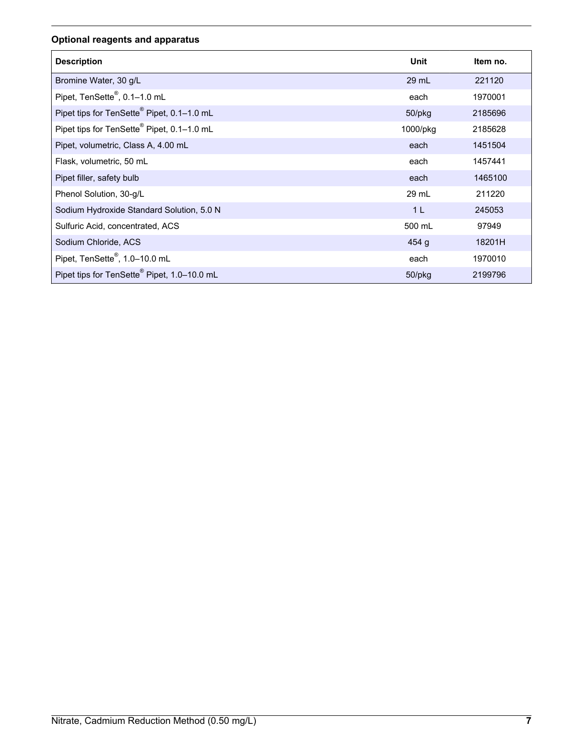### Optional reagents and apparatus

| Description | Unit | Item no. |
| --- | --- | --- |
| Bromine Water, 30 g/L | 29 mL | 221120 |
| Pipet, TenSette®, 0.1–1.0 mL | each | 1970001 |
| Pipet tips for TenSette® Pipet, 0.1–1.0 mL | 50/pkg | 2185696 |
| Pipet tips for TenSette® Pipet, 0.1–1.0 mL | 1000/pkg | 2185628 |
| Pipet, volumetric, Class A, 4.00 mL | each | 1451504 |
| Flask, volumetric, 50 mL | each | 1457441 |
| Pipet filler, safety bulb | each | 1465100 |
| Phenol Solution, 30-g/L | 29 mL | 211220 |
| Sodium Hydroxide Standard Solution, 5.0 N | 1 L | 245053 |
| Sulfuric Acid, concentrated, ACS | 500 mL | 97949 |
| Sodium Chloride, ACS | 454 g | 18201H |
| Pipet, TenSette®, 1.0–10.0 mL | each | 1970010 |
| Pipet tips for TenSette® Pipet, 1.0–10.0 mL | 50/pkg | 2199796 |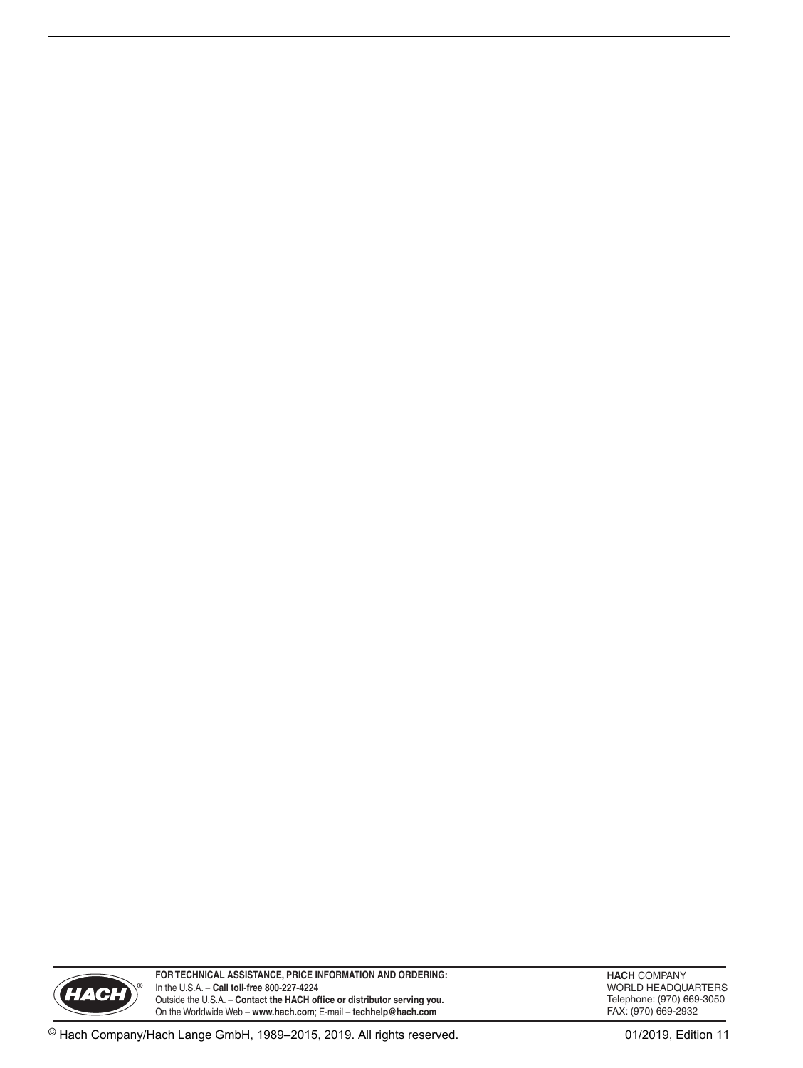**FOR TECHNICAL ASSISTANCE, PRICE INFORMATION AND ORDERING:**
In the U.S.A. – **Call toll-free 800-227-4224**
Outside the U.S.A. – **Contact the HACH office or distributor serving you.**
On the Worldwide Web – **www.hach.com**; E-mail – **techhelp@hach.com**

**HACH** COMPANY
WORLD HEADQUARTERS
Telephone: (970) 669-3050
FAX: (970) 669-2932

© Hach Company/Hach Lange GmbH, 1989–2015, 2019. All rights reserved.

01/2019, Edition 11